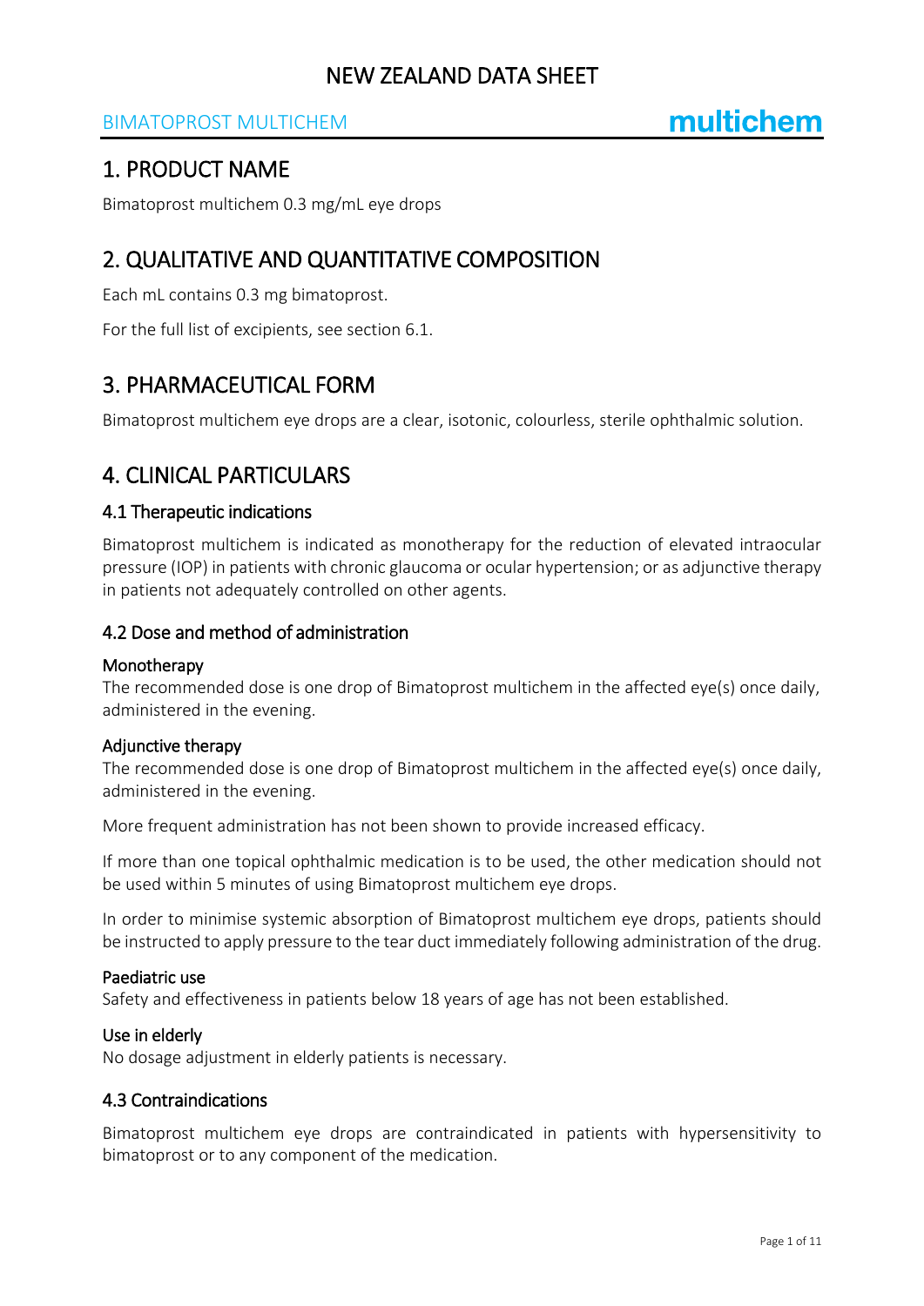# NEW ZEALAND DATA SHEET

## 1. PRODUCT NAME

Bimatoprost multichem 0.3 mg/mL eye drops

## 2. QUALITATIVE AND QUANTITATIVE COMPOSITION

Each mL contains 0.3 mg bimatoprost.

For the full list of excipients, see section 6.1.

## 3. PHARMACEUTICAL FORM

Bimatoprost multichem eye drops are a clear, isotonic, colourless, sterile ophthalmic solution.

## 4. CLINICAL PARTICULARS

### 4.1 Therapeutic indications

Bimatoprost multichem is indicated as monotherapy for the reduction of elevated intraocular pressure (IOP) in patients with chronic glaucoma or ocular hypertension; or as adjunctive therapy in patients not adequately controlled on other agents.

### 4.2 Dose and method of administration

#### Monotherapy

The recommended dose is one drop of Bimatoprost multichem in the affected eye(s) once daily, administered in the evening.

#### Adjunctive therapy

The recommended dose is one drop of Bimatoprost multichem in the affected eye(s) once daily, administered in the evening.

More frequent administration has not been shown to provide increased efficacy.

If more than one topical ophthalmic medication is to be used, the other medication should not be used within 5 minutes of using Bimatoprost multichem eye drops.

In order to minimise systemic absorption of Bimatoprost multichem eye drops, patients should be instructed to apply pressure to the tear duct immediately following administration of the drug.

#### Paediatric use

Safety and effectiveness in patients below 18 years of age has not been established.

#### Use in elderly

No dosage adjustment in elderly patients is necessary.

### 4.3 Contraindications

Bimatoprost multichem eye drops are contraindicated in patients with hypersensitivity to bimatoprost or to any component of the medication.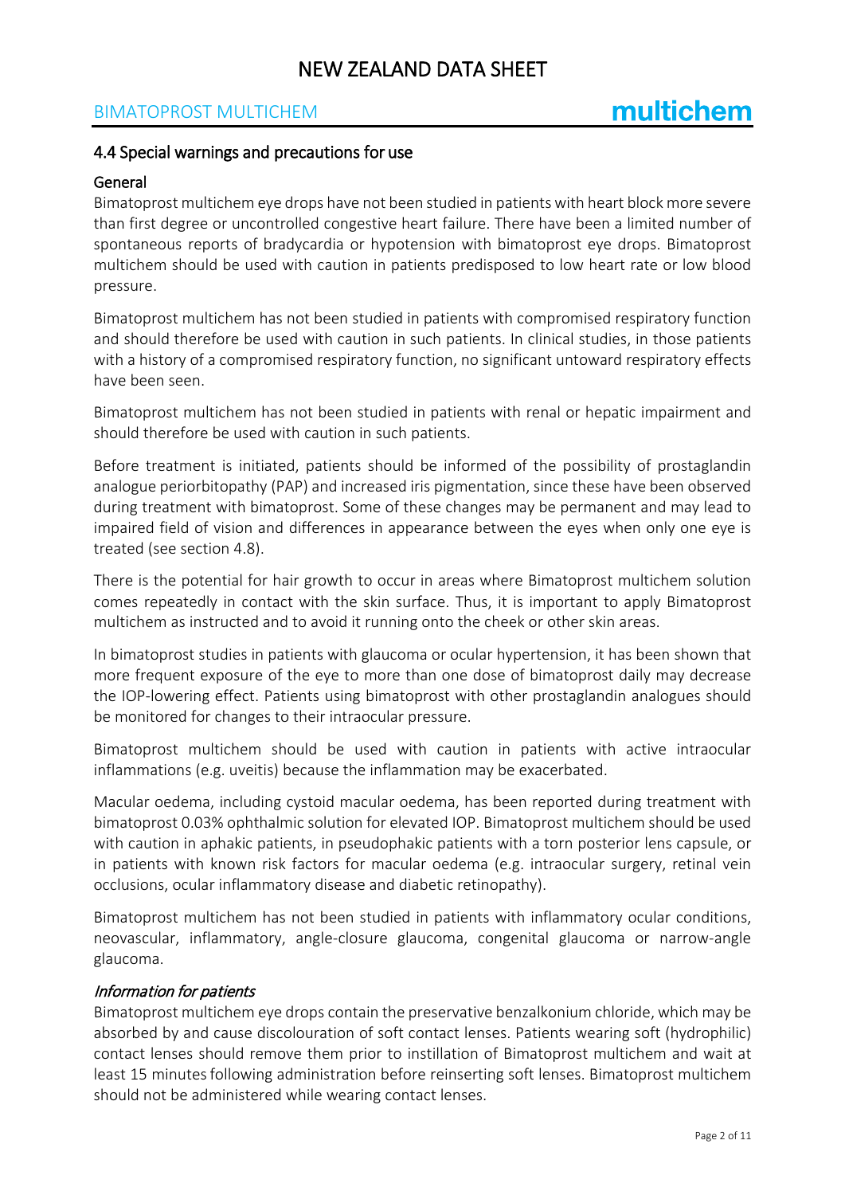## 4.4 Special warnings and precautions for use

### General

Bimatoprost multichem eye drops have not been studied in patients with heart block more severe than first degree or uncontrolled congestive heart failure. There have been a limited number of spontaneous reports of bradycardia or hypotension with bimatoprost eye drops. Bimatoprost multichem should be used with caution in patients predisposed to low heart rate or low blood pressure.

Bimatoprost multichem has not been studied in patients with compromised respiratory function and should therefore be used with caution in such patients. In clinical studies, in those patients with a history of a compromised respiratory function, no significant untoward respiratory effects have been seen.

Bimatoprost multichem has not been studied in patients with renal or hepatic impairment and should therefore be used with caution in such patients.

Before treatment is initiated, patients should be informed of the possibility of prostaglandin analogue periorbitopathy (PAP) and increased iris pigmentation, since these have been observed during treatment with bimatoprost. Some of these changes may be permanent and may lead to impaired field of vision and differences in appearance between the eyes when only one eye is treated (see section 4.8).

There is the potential for hair growth to occur in areas where Bimatoprost multichem solution comes repeatedly in contact with the skin surface. Thus, it is important to apply Bimatoprost multichem as instructed and to avoid it running onto the cheek or other skin areas.

In bimatoprost studies in patients with glaucoma or ocular hypertension, it has been shown that more frequent exposure of the eye to more than one dose of bimatoprost daily may decrease the IOP-lowering effect. Patients using bimatoprost with other prostaglandin analogues should be monitored for changes to their intraocular pressure.

Bimatoprost multichem should be used with caution in patients with active intraocular inflammations (e.g. uveitis) because the inflammation may be exacerbated.

Macular oedema, including cystoid macular oedema, has been reported during treatment with bimatoprost 0.03% ophthalmic solution for elevated IOP. Bimatoprost multichem should be used with caution in aphakic patients, in pseudophakic patients with a torn posterior lens capsule, or in patients with known risk factors for macular oedema (e.g. intraocular surgery, retinal vein occlusions, ocular inflammatory disease and diabetic retinopathy).

Bimatoprost multichem has not been studied in patients with inflammatory ocular conditions, neovascular, inflammatory, angle-closure glaucoma, congenital glaucoma or narrow-angle glaucoma.

#### *Information for patients*

Bimatoprost multichem eye drops contain the preservative benzalkonium chloride, which may be absorbed by and cause discolouration of soft contact lenses. Patients wearing soft (hydrophilic) contact lenses should remove them prior to instillation of Bimatoprost multichem and wait at least 15 minutes following administration before reinserting soft lenses. Bimatoprost multichem should not be administered while wearing contact lenses.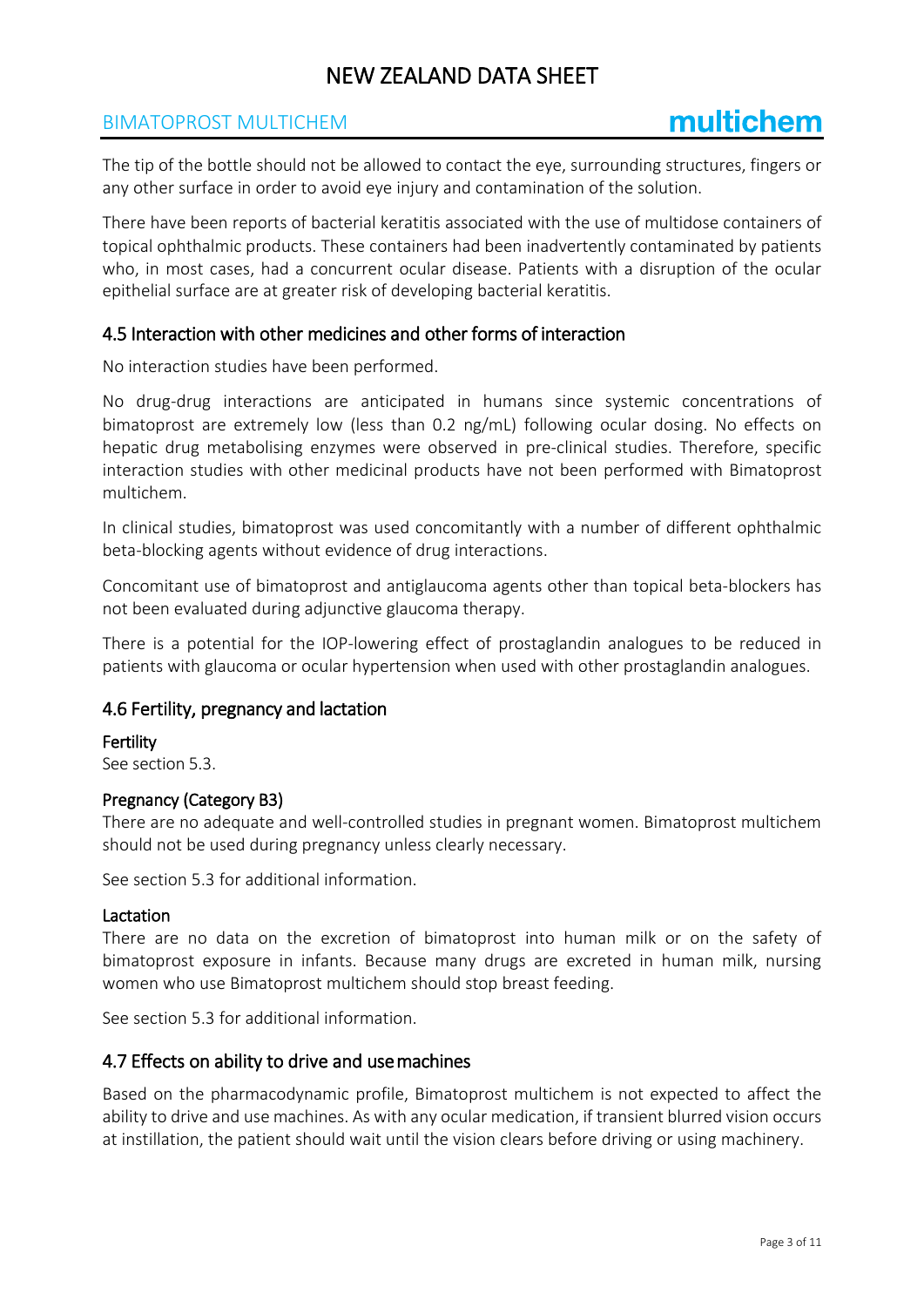The tip of the bottle should not be allowed to contact the eye, surrounding structures, fingers or any other surface in order to avoid eye injury and contamination of the solution.

There have been reports of bacterial keratitis associated with the use of multidose containers of topical ophthalmic products. These containers had been inadvertently contaminated by patients who, in most cases, had a concurrent ocular disease. Patients with a disruption of the ocular epithelial surface are at greater risk of developing bacterial keratitis.

## 4.5 Interaction with other medicines and other forms of interaction

No interaction studies have been performed.

No drug-drug interactions are anticipated in humans since systemic concentrations of bimatoprost are extremely low (less than 0.2 ng/mL) following ocular dosing. No effects on hepatic drug metabolising enzymes were observed in pre-clinical studies. Therefore, specific interaction studies with other medicinal products have not been performed with Bimatoprost multichem.

In clinical studies, bimatoprost was used concomitantly with a number of different ophthalmic beta-blocking agents without evidence of drug interactions.

Concomitant use of bimatoprost and antiglaucoma agents other than topical beta-blockers has not been evaluated during adjunctive glaucoma therapy.

There is a potential for the IOP-lowering effect of prostaglandin analogues to be reduced in patients with glaucoma or ocular hypertension when used with other prostaglandin analogues.

## 4.6 Fertility, pregnancy and lactation

### Fertility

See section 5.3.

### Pregnancy (Category B3)

There are no adequate and well-controlled studies in pregnant women. Bimatoprost multichem should not be used during pregnancy unless clearly necessary.

See section 5.3 for additional information.

### Lactation

There are no data on the excretion of bimatoprost into human milk or on the safety of bimatoprost exposure in infants. Because many drugs are excreted in human milk, nursing women who use Bimatoprost multichem should stop breast feeding.

See section 5.3 for additional information.

## 4.7 Effects on ability to drive and use machines

Based on the pharmacodynamic profile, Bimatoprost multichem is not expected to affect the ability to drive and use machines. As with any ocular medication, if transient blurred vision occurs at instillation, the patient should wait until the vision clears before driving or using machinery.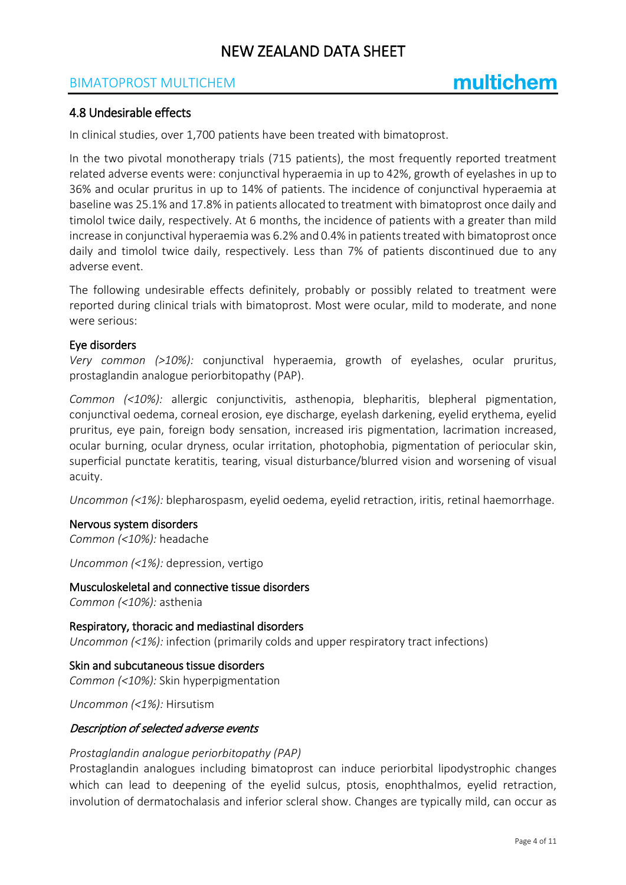## 4.8 Undesirable effects

In clinical studies, over 1,700 patients have been treated with bimatoprost.

In the two pivotal monotherapy trials (715 patients), the most frequently reported treatment related adverse events were: conjunctival hyperaemia in up to 42%, growth of eyelashes in up to 36% and ocular pruritus in up to 14% of patients. The incidence of conjunctival hyperaemia at baseline was 25.1% and 17.8% in patients allocated to treatment with bimatoprost once daily and timolol twice daily, respectively. At 6 months, the incidence of patients with a greater than mild increase in conjunctival hyperaemia was 6.2% and 0.4% in patients treated with bimatoprost once daily and timolol twice daily, respectively. Less than 7% of patients discontinued due to any adverse event.

The following undesirable effects definitely, probably or possibly related to treatment were reported during clinical trials with bimatoprost. Most were ocular, mild to moderate, and none were serious:

**Eye disorders**

*Very common (>10%):* conjunctival hyperaemia, growth of eyelashes, ocular pruritus, prostaglandin analogue periorbitopathy (PAP).

*Common (<10%):* allergic conjunctivitis, asthenopia, blepharitis, blepheral pigmentation, conjunctival oedema, corneal erosion, eye discharge, eyelash darkening, eyelid erythema, eyelid pruritus, eye pain, foreign body sensation, increased iris pigmentation, lacrimation increased, ocular burning, ocular dryness, ocular irritation, photophobia, pigmentation of periocular skin, superficial punctate keratitis, tearing, visual disturbance/blurred vision and worsening of visual acuity.

*Uncommon (<1%):* blepharospasm, eyelid oedema, eyelid retraction, iritis, retinal haemorrhage.

**Nervous system disorders**

*Common (<10%):* headache

*Uncommon (<1%):* depression, vertigo

**Musculoskeletal and connective tissue disorders**

*Common (<10%):* asthenia

**Respiratory, thoracic and mediastinal disorders**

*Uncommon (<1%):* infection (primarily colds and upper respiratory tract infections)

**Skin and subcutaneous tissue disorders**

*Common (<10%):* Skin hyperpigmentation

*Uncommon (<1%):* Hirsutism

### *Description of selected adverse events*

*Prostaglandin analogue periorbitopathy (PAP)*

Prostaglandin analogues including bimatoprost can induce periorbital lipodystrophic changes which can lead to deepening of the eyelid sulcus, ptosis, enophthalmos, eyelid retraction, involution of dermatochalasis and inferior scleral show. Changes are typically mild, can occur as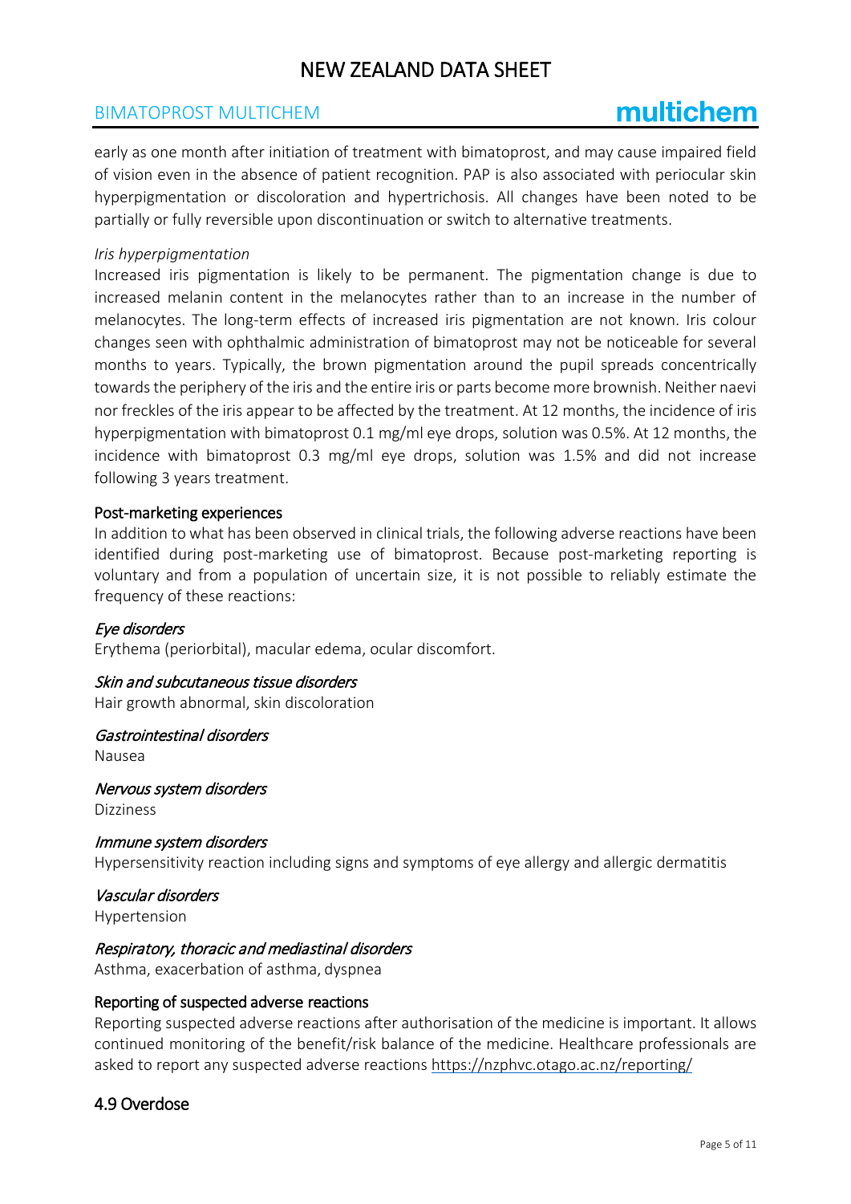early as one month after initiation of treatment with bimatoprost, and may cause impaired field of vision even in the absence of patient recognition. PAP is also associated with periocular skin hyperpigmentation or discoloration and hypertrichosis. All changes have been noted to be partially or fully reversible upon discontinuation or switch to alternative treatments.

*Iris hyperpigmentation*

Increased iris pigmentation is likely to be permanent. The pigmentation change is due to increased melanin content in the melanocytes rather than to an increase in the number of melanocytes. The long-term effects of increased iris pigmentation are not known. Iris colour changes seen with ophthalmic administration of bimatoprost may not be noticeable for several months to years. Typically, the brown pigmentation around the pupil spreads concentrically towards the periphery of the iris and the entire iris or parts become more brownish. Neither naevi nor freckles of the iris appear to be affected by the treatment. At 12 months, the incidence of iris hyperpigmentation with bimatoprost 0.1 mg/ml eye drops, solution was 0.5%. At 12 months, the incidence with bimatoprost 0.3 mg/ml eye drops, solution was 1.5% and did not increase following 3 years treatment.

### Post-marketing experiences

In addition to what has been observed in clinical trials, the following adverse reactions have been identified during post-marketing use of bimatoprost. Because post-marketing reporting is voluntary and from a population of uncertain size, it is not possible to reliably estimate the frequency of these reactions:

*Eye disorders*

Erythema (periorbital), macular edema, ocular discomfort.

*Skin and subcutaneous tissue disorders*

Hair growth abnormal, skin discoloration

*Gastrointestinal disorders*

Nausea

*Nervous system disorders*

Dizziness

*Immune system disorders*

Hypersensitivity reaction including signs and symptoms of eye allergy and allergic dermatitis

*Vascular disorders*

Hypertension

*Respiratory, thoracic and mediastinal disorders*

Asthma, exacerbation of asthma, dyspnea

### Reporting of suspected adverse reactions

Reporting suspected adverse reactions after authorisation of the medicine is important. It allows continued monitoring of the benefit/risk balance of the medicine. Healthcare professionals are asked to report any suspected adverse reactions https://nzphvc.otago.ac.nz/reporting/

## 4.9 Overdose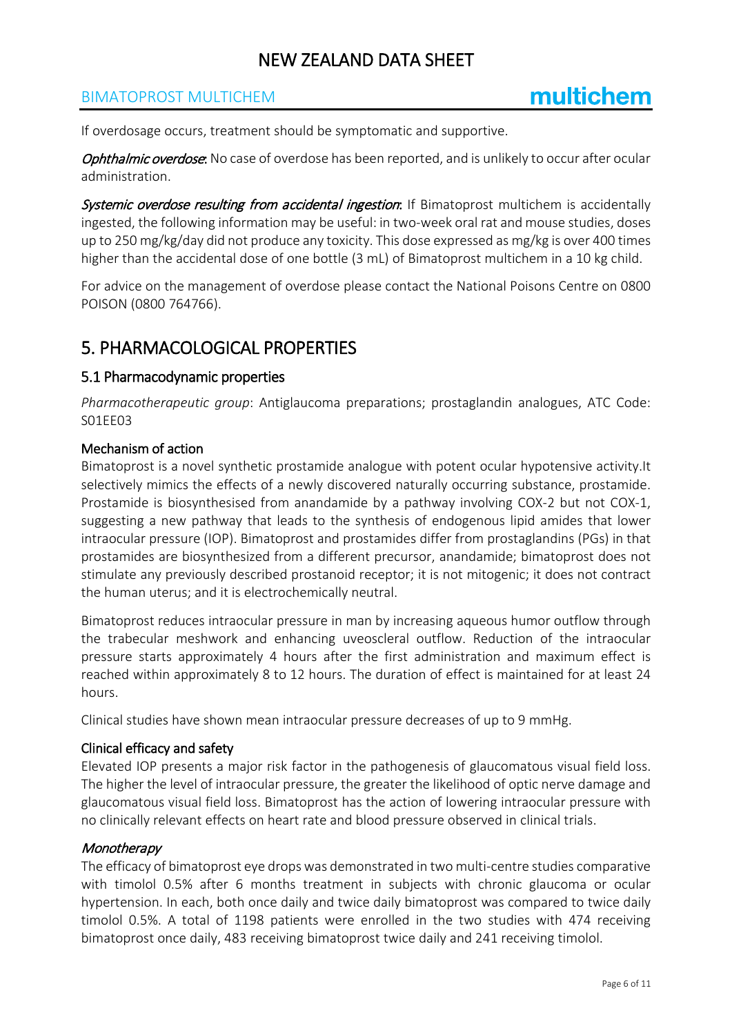If overdosage occurs, treatment should be symptomatic and supportive.

*Ophthalmic overdose*: No case of overdose has been reported, and is unlikely to occur after ocular administration.

*Systemic overdose resulting from accidental ingestion*: If Bimatoprost multichem is accidentally ingested, the following information may be useful: in two-week oral rat and mouse studies, doses up to 250 mg/kg/day did not produce any toxicity. This dose expressed as mg/kg is over 400 times higher than the accidental dose of one bottle (3 mL) of Bimatoprost multichem in a 10 kg child.

For advice on the management of overdose please contact the National Poisons Centre on 0800 POISON (0800 764766).

# 5. PHARMACOLOGICAL PROPERTIES

## 5.1 Pharmacodynamic properties

*Pharmacotherapeutic group*: Antiglaucoma preparations; prostaglandin analogues, ATC Code: S01EE03

### Mechanism of action

Bimatoprost is a novel synthetic prostamide analogue with potent ocular hypotensive activity.It selectively mimics the effects of a newly discovered naturally occurring substance, prostamide. Prostamide is biosynthesised from anandamide by a pathway involving COX-2 but not COX-1, suggesting a new pathway that leads to the synthesis of endogenous lipid amides that lower intraocular pressure (IOP). Bimatoprost and prostamides differ from prostaglandins (PGs) in that prostamides are biosynthesized from a different precursor, anandamide; bimatoprost does not stimulate any previously described prostanoid receptor; it is not mitogenic; it does not contract the human uterus; and it is electrochemically neutral.

Bimatoprost reduces intraocular pressure in man by increasing aqueous humor outflow through the trabecular meshwork and enhancing uveoscleral outflow. Reduction of the intraocular pressure starts approximately 4 hours after the first administration and maximum effect is reached within approximately 8 to 12 hours. The duration of effect is maintained for at least 24 hours.

Clinical studies have shown mean intraocular pressure decreases of up to 9 mmHg.

### Clinical efficacy and safety

Elevated IOP presents a major risk factor in the pathogenesis of glaucomatous visual field loss. The higher the level of intraocular pressure, the greater the likelihood of optic nerve damage and glaucomatous visual field loss. Bimatoprost has the action of lowering intraocular pressure with no clinically relevant effects on heart rate and blood pressure observed in clinical trials.

### *Monotherapy*

The efficacy of bimatoprost eye drops was demonstrated in two multi-centre studies comparative with timolol 0.5% after 6 months treatment in subjects with chronic glaucoma or ocular hypertension. In each, both once daily and twice daily bimatoprost was compared to twice daily timolol 0.5%. A total of 1198 patients were enrolled in the two studies with 474 receiving bimatoprost once daily, 483 receiving bimatoprost twice daily and 241 receiving timolol.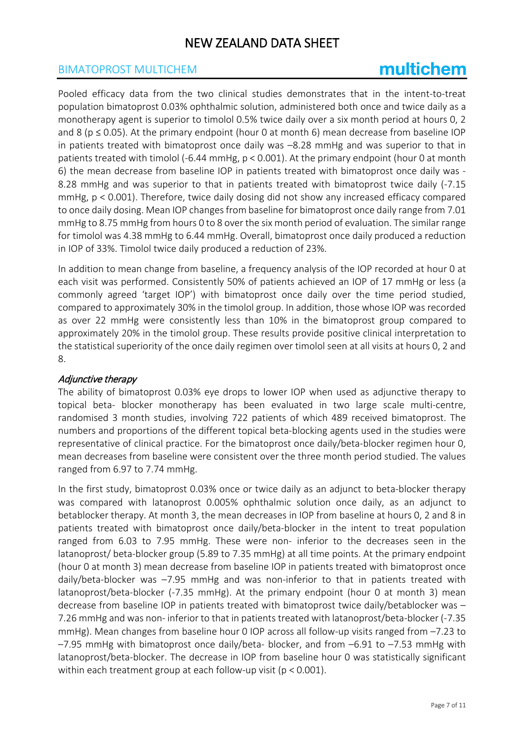Pooled efficacy data from the two clinical studies demonstrates that in the intent-to-treat population bimatoprost 0.03% ophthalmic solution, administered both once and twice daily as a monotherapy agent is superior to timolol 0.5% twice daily over a six month period at hours 0, 2 and 8 ($p \leq 0.05$). At the primary endpoint (hour 0 at month 6) mean decrease from baseline IOP in patients treated with bimatoprost once daily was –8.28 mmHg and was superior to that in patients treated with timolol (-6.44 mmHg, $p < 0.001$). At the primary endpoint (hour 0 at month 6) the mean decrease from baseline IOP in patients treated with bimatoprost once daily was -8.28 mmHg and was superior to that in patients treated with bimatoprost twice daily (-7.15 mmHg, $p < 0.001$). Therefore, twice daily dosing did not show any increased efficacy compared to once daily dosing. Mean IOP changes from baseline for bimatoprost once daily range from 7.01 mmHg to 8.75 mmHg from hours 0 to 8 over the six month period of evaluation. The similar range for timolol was 4.38 mmHg to 6.44 mmHg. Overall, bimatoprost once daily produced a reduction in IOP of 33%. Timolol twice daily produced a reduction of 23%.

In addition to mean change from baseline, a frequency analysis of the IOP recorded at hour 0 at each visit was performed. Consistently 50% of patients achieved an IOP of 17 mmHg or less (a commonly agreed 'target IOP') with bimatoprost once daily over the time period studied, compared to approximately 30% in the timolol group. In addition, those whose IOP was recorded as over 22 mmHg were consistently less than 10% in the bimatoprost group compared to approximately 20% in the timolol group. These results provide positive clinical interpretation to the statistical superiority of the once daily regimen over timolol seen at all visits at hours 0, 2 and 8.

*Adjunctive therapy*

The ability of bimatoprost 0.03% eye drops to lower IOP when used as adjunctive therapy to topical beta- blocker monotherapy has been evaluated in two large scale multi-centre, randomised 3 month studies, involving 722 patients of which 489 received bimatoprost. The numbers and proportions of the different topical beta-blocking agents used in the studies were representative of clinical practice. For the bimatoprost once daily/beta-blocker regimen hour 0, mean decreases from baseline were consistent over the three month period studied. The values ranged from 6.97 to 7.74 mmHg.

In the first study, bimatoprost 0.03% once or twice daily as an adjunct to beta-blocker therapy was compared with latanoprost 0.005% ophthalmic solution once daily, as an adjunct to betablocker therapy. At month 3, the mean decreases in IOP from baseline at hours 0, 2 and 8 in patients treated with bimatoprost once daily/beta-blocker in the intent to treat population ranged from 6.03 to 7.95 mmHg. These were non- inferior to the decreases seen in the latanoprost/ beta-blocker group (5.89 to 7.35 mmHg) at all time points. At the primary endpoint (hour 0 at month 3) mean decrease from baseline IOP in patients treated with bimatoprost once daily/beta-blocker was –7.95 mmHg and was non-inferior to that in patients treated with latanoprost/beta-blocker (-7.35 mmHg). At the primary endpoint (hour 0 at month 3) mean decrease from baseline IOP in patients treated with bimatoprost twice daily/betablocker was –7.26 mmHg and was non- inferior to that in patients treated with latanoprost/beta-blocker (-7.35 mmHg). Mean changes from baseline hour 0 IOP across all follow-up visits ranged from –7.23 to –7.95 mmHg with bimatoprost once daily/beta- blocker, and from –6.91 to –7.53 mmHg with latanoprost/beta-blocker. The decrease in IOP from baseline hour 0 was statistically significant within each treatment group at each follow-up visit ($p < 0.001$).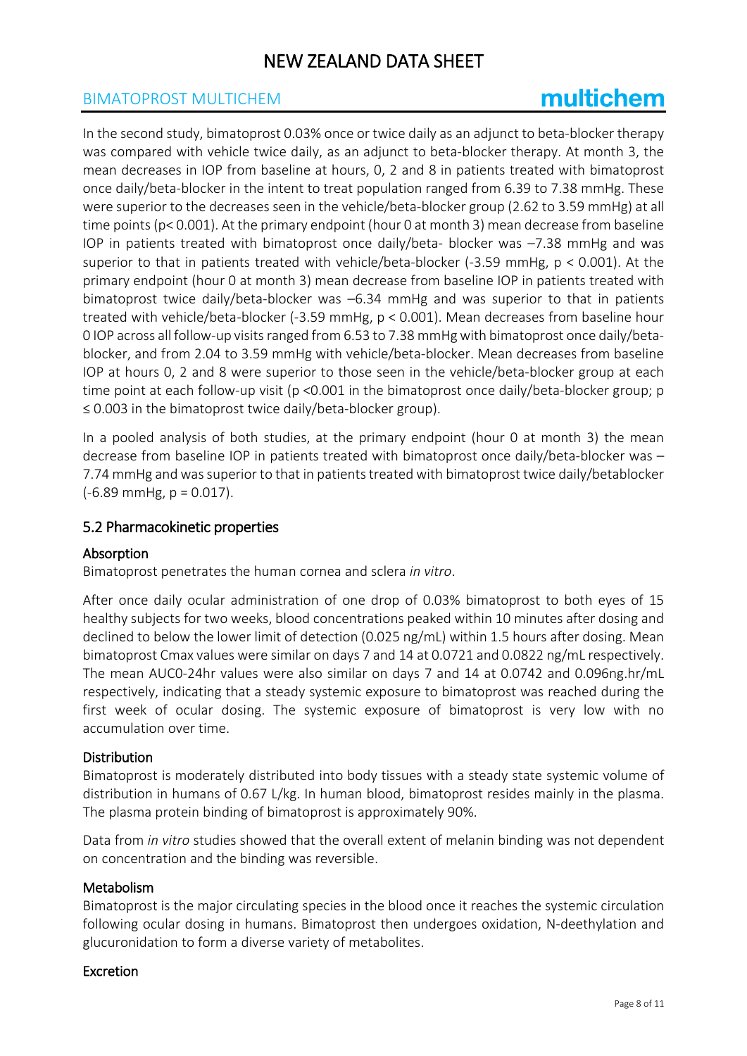In the second study, bimatoprost 0.03% once or twice daily as an adjunct to beta-blocker therapy was compared with vehicle twice daily, as an adjunct to beta-blocker therapy. At month 3, the mean decreases in IOP from baseline at hours, 0, 2 and 8 in patients treated with bimatoprost once daily/beta-blocker in the intent to treat population ranged from 6.39 to 7.38 mmHg. These were superior to the decreases seen in the vehicle/beta-blocker group (2.62 to 3.59 mmHg) at all time points ($p < 0.001$). At the primary endpoint (hour 0 at month 3) mean decrease from baseline IOP in patients treated with bimatoprost once daily/beta- blocker was –7.38 mmHg and was superior to that in patients treated with vehicle/beta-blocker (-3.59 mmHg, $p < 0.001$). At the primary endpoint (hour 0 at month 3) mean decrease from baseline IOP in patients treated with bimatoprost twice daily/beta-blocker was –6.34 mmHg and was superior to that in patients treated with vehicle/beta-blocker (-3.59 mmHg, $p < 0.001$). Mean decreases from baseline hour 0 IOP across all follow-up visits ranged from 6.53 to 7.38 mmHg with bimatoprost once daily/beta-blocker, and from 2.04 to 3.59 mmHg with vehicle/beta-blocker. Mean decreases from baseline IOP at hours 0, 2 and 8 were superior to those seen in the vehicle/beta-blocker group at each time point at each follow-up visit ($p < 0.001$ in the bimatoprost once daily/beta-blocker group; $p \leq 0.003$ in the bimatoprost twice daily/beta-blocker group).

In a pooled analysis of both studies, at the primary endpoint (hour 0 at month 3) the mean decrease from baseline IOP in patients treated with bimatoprost once daily/beta-blocker was –7.74 mmHg and was superior to that in patients treated with bimatoprost twice daily/betablocker (-6.89 mmHg, $p = 0.017$).

## 5.2 Pharmacokinetic properties

### Absorption

Bimatoprost penetrates the human cornea and sclera *in vitro*.

After once daily ocular administration of one drop of 0.03% bimatoprost to both eyes of 15 healthy subjects for two weeks, blood concentrations peaked within 10 minutes after dosing and declined to below the lower limit of detection (0.025 ng/mL) within 1.5 hours after dosing. Mean bimatoprost Cmax values were similar on days 7 and 14 at 0.0721 and 0.0822 ng/mL respectively. The mean AUC0-24hr values were also similar on days 7 and 14 at 0.0742 and 0.096ng.hr/mL respectively, indicating that a steady systemic exposure to bimatoprost was reached during the first week of ocular dosing. The systemic exposure of bimatoprost is very low with no accumulation over time.

### Distribution

Bimatoprost is moderately distributed into body tissues with a steady state systemic volume of distribution in humans of 0.67 L/kg. In human blood, bimatoprost resides mainly in the plasma. The plasma protein binding of bimatoprost is approximately 90%.

Data from *in vitro* studies showed that the overall extent of melanin binding was not dependent on concentration and the binding was reversible.

### Metabolism

Bimatoprost is the major circulating species in the blood once it reaches the systemic circulation following ocular dosing in humans. Bimatoprost then undergoes oxidation, N-deethylation and glucuronidation to form a diverse variety of metabolites.

### Excretion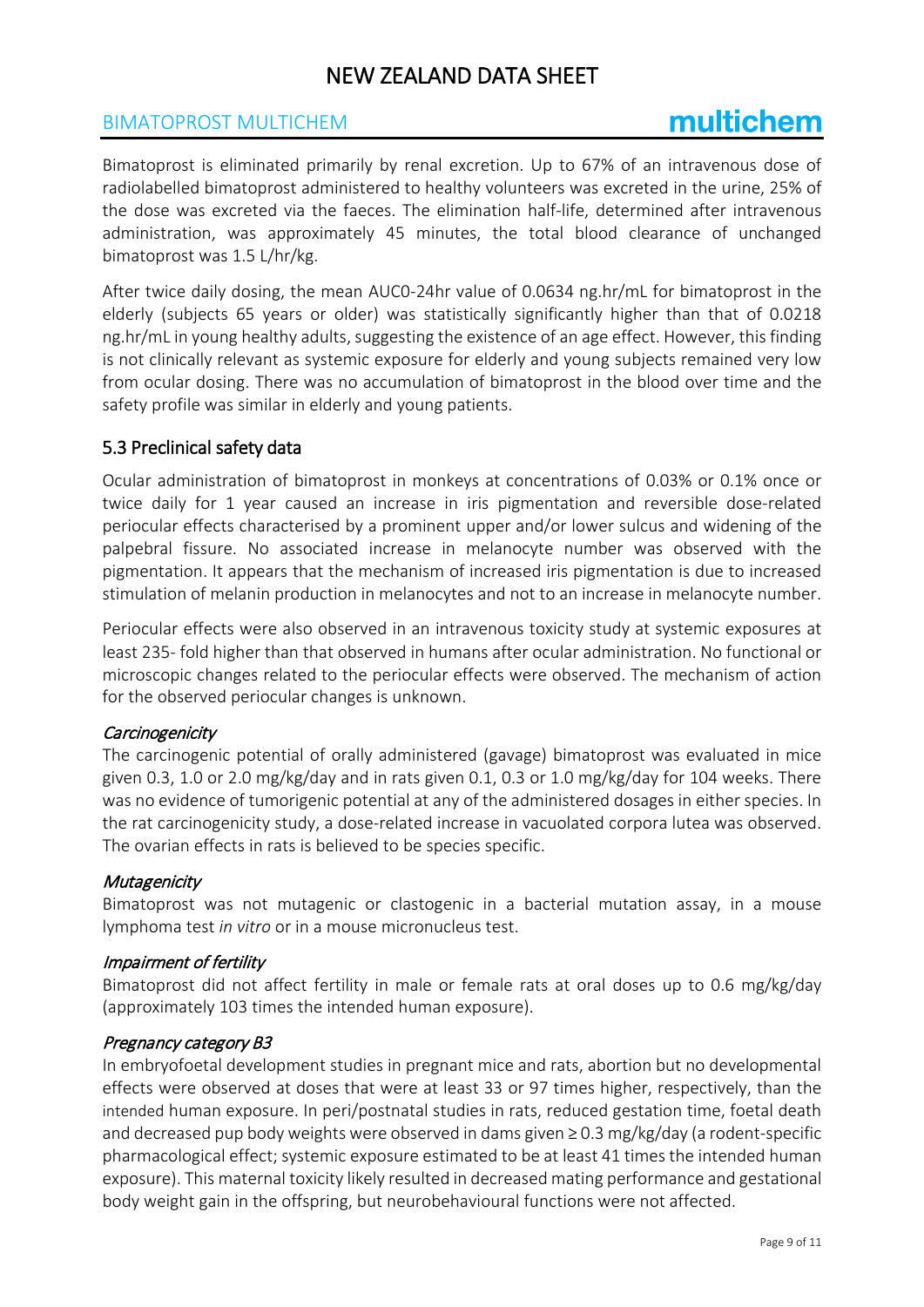Bimatoprost is eliminated primarily by renal excretion. Up to 67% of an intravenous dose of radiolabelled bimatoprost administered to healthy volunteers was excreted in the urine, 25% of the dose was excreted via the faeces. The elimination half-life, determined after intravenous administration, was approximately 45 minutes, the total blood clearance of unchanged bimatoprost was 1.5 L/hr/kg.

After twice daily dosing, the mean AUC0-24hr value of 0.0634 ng.hr/mL for bimatoprost in the elderly (subjects 65 years or older) was statistically significantly higher than that of 0.0218 ng.hr/mL in young healthy adults, suggesting the existence of an age effect. However, this finding is not clinically relevant as systemic exposure for elderly and young subjects remained very low from ocular dosing. There was no accumulation of bimatoprost in the blood over time and the safety profile was similar in elderly and young patients.

## 5.3 Preclinical safety data

Ocular administration of bimatoprost in monkeys at concentrations of 0.03% or 0.1% once or twice daily for 1 year caused an increase in iris pigmentation and reversible dose-related periocular effects characterised by a prominent upper and/or lower sulcus and widening of the palpebral fissure. No associated increase in melanocyte number was observed with the pigmentation. It appears that the mechanism of increased iris pigmentation is due to increased stimulation of melanin production in melanocytes and not to an increase in melanocyte number.

Periocular effects were also observed in an intravenous toxicity study at systemic exposures at least 235- fold higher than that observed in humans after ocular administration. No functional or microscopic changes related to the periocular effects were observed. The mechanism of action for the observed periocular changes is unknown.

### *Carcinogenicity*

The carcinogenic potential of orally administered (gavage) bimatoprost was evaluated in mice given 0.3, 1.0 or 2.0 mg/kg/day and in rats given 0.1, 0.3 or 1.0 mg/kg/day for 104 weeks. There was no evidence of tumorigenic potential at any of the administered dosages in either species. In the rat carcinogenicity study, a dose-related increase in vacuolated corpora lutea was observed. The ovarian effects in rats is believed to be species specific.

### *Mutagenicity*

Bimatoprost was not mutagenic or clastogenic in a bacterial mutation assay, in a mouse lymphoma test *in vitro* or in a mouse micronucleus test.

### *Impairment of fertility*

Bimatoprost did not affect fertility in male or female rats at oral doses up to 0.6 mg/kg/day (approximately 103 times the intended human exposure).

### *Pregnancy category B3*

In embryofoetal development studies in pregnant mice and rats, abortion but no developmental effects were observed at doses that were at least 33 or 97 times higher, respectively, than the intended human exposure. In peri/postnatal studies in rats, reduced gestation time, foetal death and decreased pup body weights were observed in dams given ≥ 0.3 mg/kg/day (a rodent-specific pharmacological effect; systemic exposure estimated to be at least 41 times the intended human exposure). This maternal toxicity likely resulted in decreased mating performance and gestational body weight gain in the offspring, but neurobehavioural functions were not affected.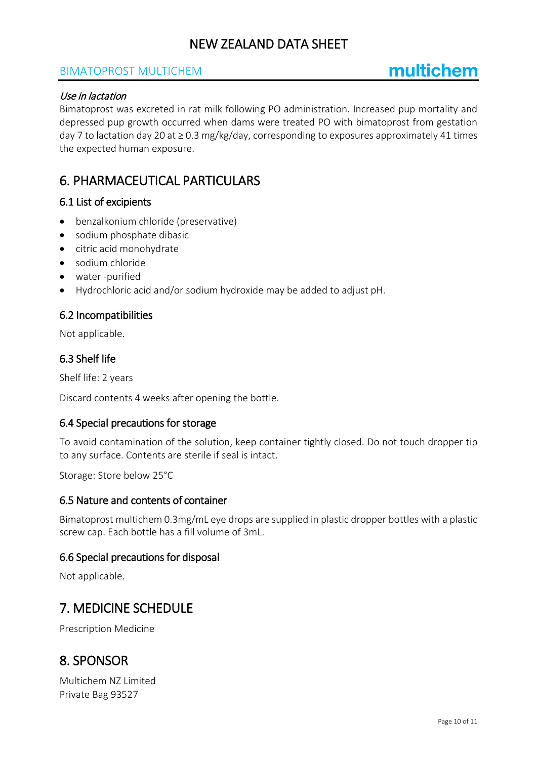*Use in lactation*

Bimatoprost was excreted in rat milk following PO administration. Increased pup mortality and depressed pup growth occurred when dams were treated PO with bimatoprost from gestation day 7 to lactation day 20 at $\geq$ 0.3 mg/kg/day, corresponding to exposures approximately 41 times the expected human exposure.

# 6. PHARMACEUTICAL PARTICULARS

## 6.1 List of excipients

- benzalkonium chloride (preservative)
- sodium phosphate dibasic
- citric acid monohydrate
- sodium chloride
- water -purified
- Hydrochloric acid and/or sodium hydroxide may be added to adjust pH.

## 6.2 Incompatibilities

Not applicable.

## 6.3 Shelf life

Shelf life: 2 years

Discard contents 4 weeks after opening the bottle.

## 6.4 Special precautions for storage

To avoid contamination of the solution, keep container tightly closed. Do not touch dropper tip to any surface. Contents are sterile if seal is intact.

Storage: Store below 25°C

## 6.5 Nature and contents of container

Bimatoprost multichem 0.3mg/mL eye drops are supplied in plastic dropper bottles with a plastic screw cap. Each bottle has a fill volume of 3mL.

## 6.6 Special precautions for disposal

Not applicable.

# 7. MEDICINE SCHEDULE

Prescription Medicine

# 8. SPONSOR

Multichem NZ Limited
Private Bag 93527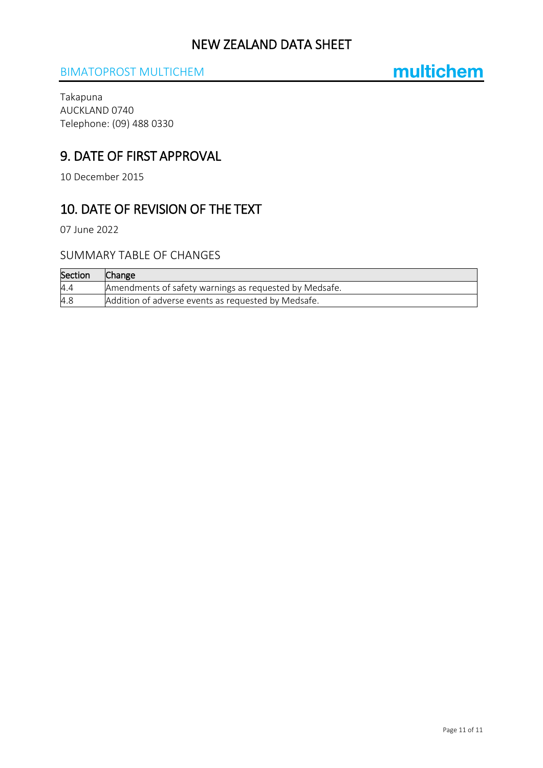Takapuna
AUCKLAND 0740
Telephone: (09) 488 0330

## 9. DATE OF FIRST APPROVAL

10 December 2015

## 10. DATE OF REVISION OF THE TEXT

07 June 2022

### SUMMARY TABLE OF CHANGES

| Section | Change |
| --- | --- |
| 4.4 | Amendments of safety warnings as requested by Medsafe. |
| 4.8 | Addition of adverse events as requested by Medsafe. |